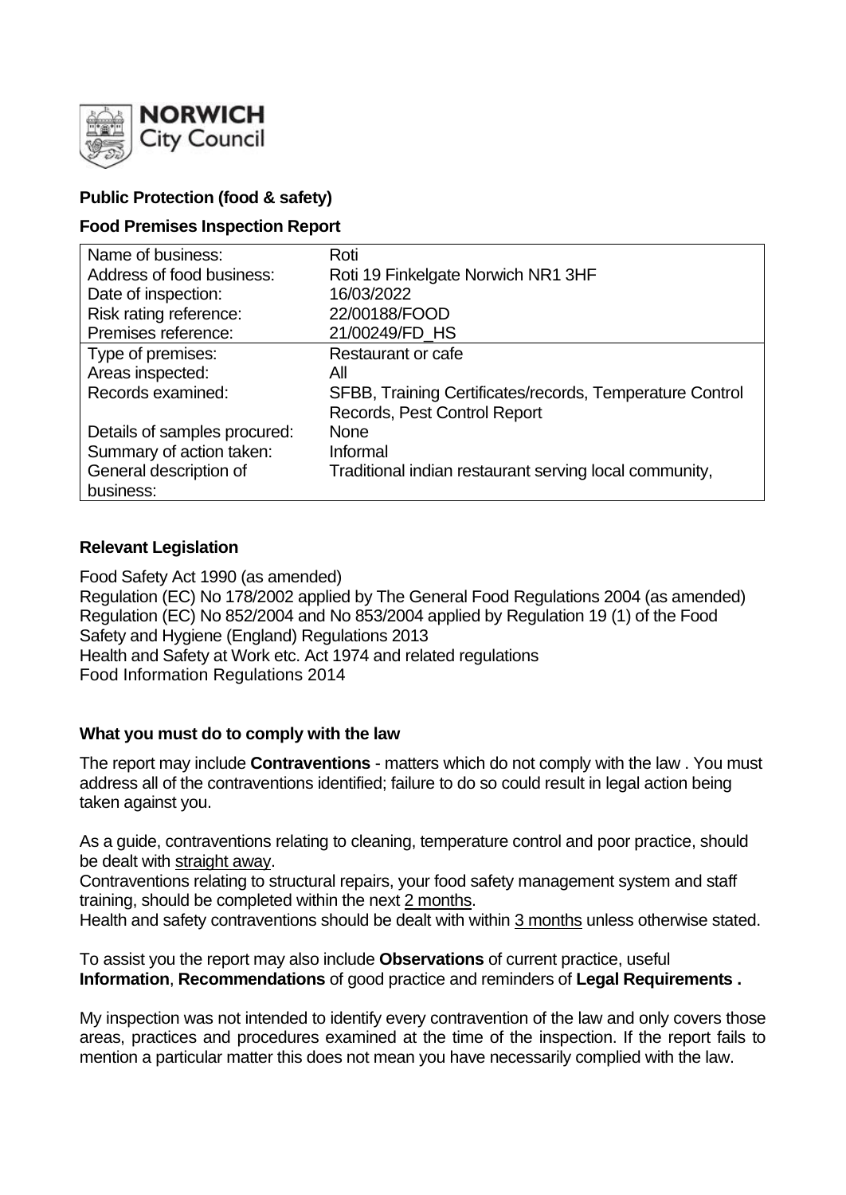**NORWICH City Council**

**Public Protection (food & safety)**

**Food Premises Inspection Report**

| Name of business: | Roti |
|---|---|
| Address of food business: | Roti 19 Finkelgate Norwich NR1 3HF |
| Date of inspection: | 16/03/2022 |
| Risk rating reference: | 22/00188/FOOD |
| Premises reference: | 21/00249/FD_HS |
| Type of premises: | Restaurant or cafe |
| Areas inspected: | All |
| Records examined: | SFBB, Training Certificates/records, Temperature Control Records, Pest Control Report |
| Details of samples procured: | None |
| Summary of action taken: | Informal |
| General description of business: | Traditional indian restaurant serving local community, |

**Relevant Legislation**

Food Safety Act 1990 (as amended)
Regulation (EC) No 178/2002 applied by The General Food Regulations 2004 (as amended)
Regulation (EC) No 852/2004 and No 853/2004 applied by Regulation 19 (1) of the Food Safety and Hygiene (England) Regulations 2013
Health and Safety at Work etc. Act 1974 and related regulations
Food Information Regulations 2014

**What you must do to comply with the law**

The report may include **Contraventions** - matters which do not comply with the law . You must address all of the contraventions identified; failure to do so could result in legal action being taken against you.

As a guide, contraventions relating to cleaning, temperature control and poor practice, should be dealt with straight away.
Contraventions relating to structural repairs, your food safety management system and staff training, should be completed within the next 2 months.
Health and safety contraventions should be dealt with within 3 months unless otherwise stated.

To assist you the report may also include **Observations** of current practice, useful **Information**, **Recommendations** of good practice and reminders of **Legal Requirements .**

My inspection was not intended to identify every contravention of the law and only covers those areas, practices and procedures examined at the time of the inspection. If the report fails to mention a particular matter this does not mean you have necessarily complied with the law.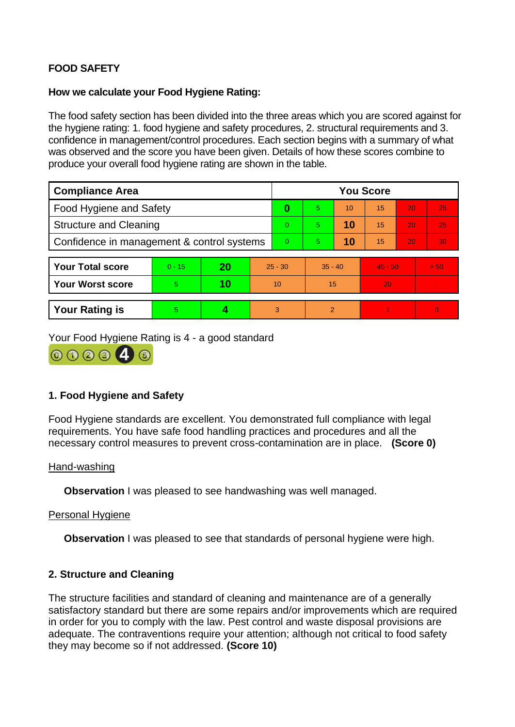**FOOD SAFETY**

**How we calculate your Food Hygiene Rating:**

The food safety section has been divided into the three areas which you are scored against for the hygiene rating: 1. food hygiene and safety procedures, 2. structural requirements and 3. confidence in management/control procedures. Each section begins with a summary of what was observed and the score you have been given. Details of how these scores combine to produce your overall food hygiene rating are shown in the table.

| Compliance Area | You Score | | | | | |
|---|---|---|---|---|---|---|
| Food Hygiene and Safety | **0** | 5 | 10 | 15 | 20 | 25 |
| Structure and Cleaning | 0 | 5 | **10** | 15 | 20 | 25 |
| Confidence in management & control systems | 0 | 5 | **10** | 15 | 20 | 30 |

| | | | | | | |
|---|---|---|---|---|---|---|
| **Your Total score** | 0 - 15 | **20** | 25 - 30 | 35 - 40 | 45 - 50 | > 50 |
| **Your Worst score** | 5 | **10** | 10 | 15 | 20 | - |

| | | | | | | |
|---|---|---|---|---|---|---|
| **Your Rating is** | 5 | **4** | 3 | 2 | 1 | 0 |

Your Food Hygiene Rating is 4 - a good standard

## 1. Food Hygiene and Safety

Food Hygiene standards are excellent. You demonstrated full compliance with legal requirements. You have safe food handling practices and procedures and all the necessary control measures to prevent cross-contamination are in place. **(Score 0)**

Hand-washing

**Observation** I was pleased to see handwashing was well managed.

Personal Hygiene

**Observation** I was pleased to see that standards of personal hygiene were high.

## 2. Structure and Cleaning

The structure facilities and standard of cleaning and maintenance are of a generally satisfactory standard but there are some repairs and/or improvements which are required in order for you to comply with the law. Pest control and waste disposal provisions are adequate. The contraventions require your attention; although not critical to food safety they may become so if not addressed. **(Score 10)**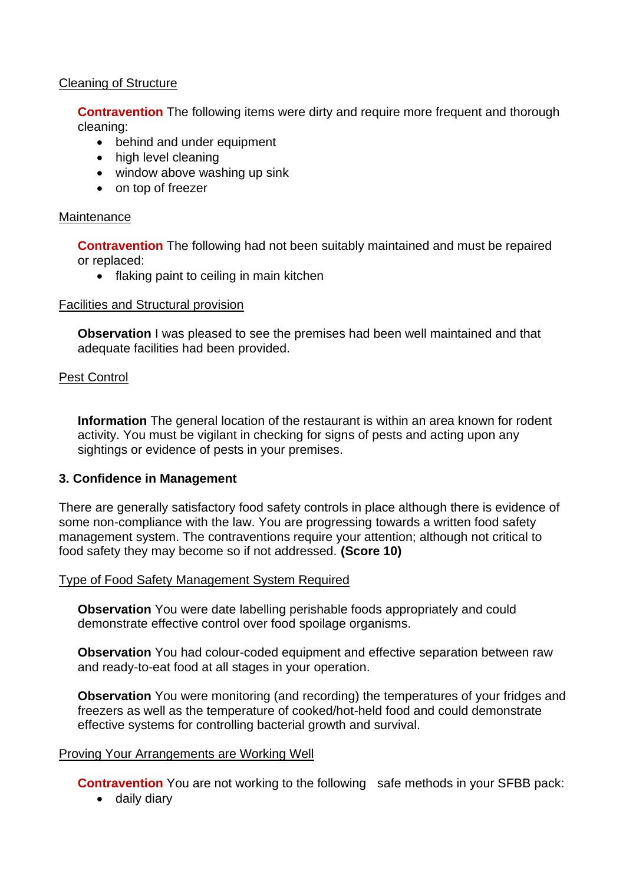Cleaning of Structure

**Contravention** The following items were dirty and require more frequent and thorough cleaning:

- behind and under equipment
- high level cleaning
- window above washing up sink
- on top of freezer

Maintenance

**Contravention** The following had not been suitably maintained and must be repaired or replaced:

- flaking paint to ceiling in main kitchen

Facilities and Structural provision

**Observation** I was pleased to see the premises had been well maintained and that adequate facilities had been provided.

Pest Control

**Information** The general location of the restaurant is within an area known for rodent activity. You must be vigilant in checking for signs of pests and acting upon any sightings or evidence of pests in your premises.

**3. Confidence in Management**

There are generally satisfactory food safety controls in place although there is evidence of some non-compliance with the law. You are progressing towards a written food safety management system. The contraventions require your attention; although not critical to food safety they may become so if not addressed. **(Score 10)**

Type of Food Safety Management System Required

**Observation** You were date labelling perishable foods appropriately and could demonstrate effective control over food spoilage organisms.

**Observation** You had colour-coded equipment and effective separation between raw and ready-to-eat food at all stages in your operation.

**Observation** You were monitoring (and recording) the temperatures of your fridges and freezers as well as the temperature of cooked/hot-held food and could demonstrate effective systems for controlling bacterial growth and survival.

Proving Your Arrangements are Working Well

**Contravention** You are not working to the following safe methods in your SFBB pack:

- daily diary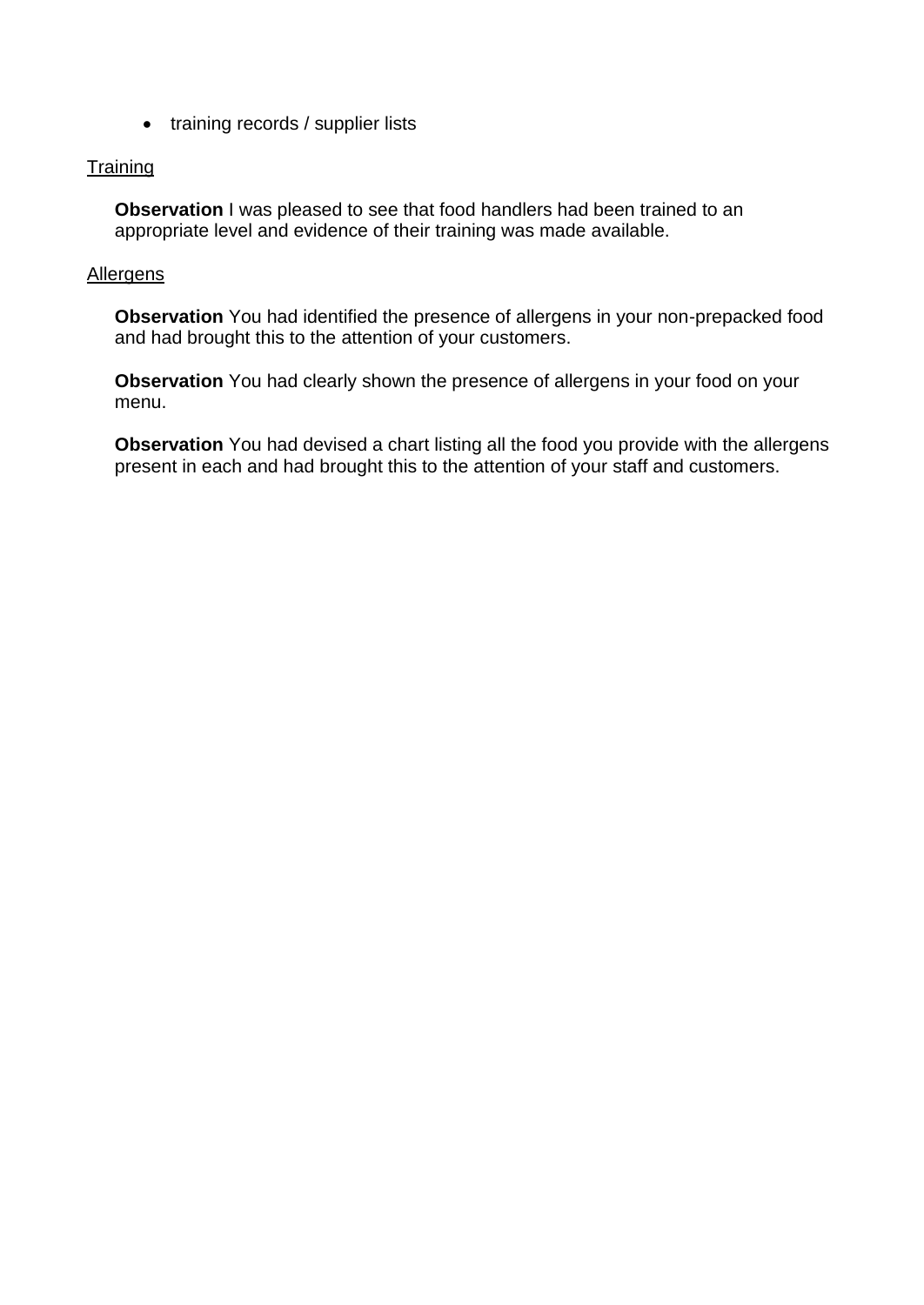- training records / supplier lists

Training

**Observation** I was pleased to see that food handlers had been trained to an appropriate level and evidence of their training was made available.

Allergens

**Observation** You had identified the presence of allergens in your non-prepacked food and had brought this to the attention of your customers.

**Observation** You had clearly shown the presence of allergens in your food on your menu.

**Observation** You had devised a chart listing all the food you provide with the allergens present in each and had brought this to the attention of your staff and customers.